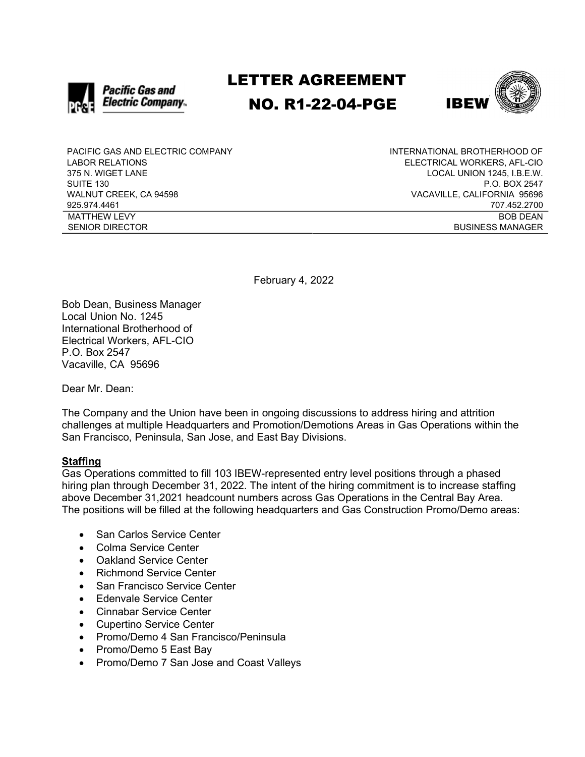# LETTER AGREEMENT NO. R1-22-04-PGE

| PACIFIC GAS AND ELECTRIC COMPANY | INTERNATIONAL BROTHERHOOD OF |
|---|---|
| LABOR RELATIONS | ELECTRICAL WORKERS, AFL-CIO |
| 375 N. WIGET LANE | LOCAL UNION 1245, I.B.E.W. |
| SUITE 130 | P.O. BOX 2547 |
| WALNUT CREEK, CA 94598 | VACAVILLE, CALIFORNIA 95696 |
| 925.974.4461 | 707.452.2700 |
| MATTHEW LEVY | BOB DEAN |
| SENIOR DIRECTOR | BUSINESS MANAGER |

February 4, 2022

Bob Dean, Business Manager
Local Union No. 1245
International Brotherhood of
Electrical Workers, AFL-CIO
P.O. Box 2547
Vacaville, CA 95696

Dear Mr. Dean:

The Company and the Union have been in ongoing discussions to address hiring and attrition challenges at multiple Headquarters and Promotion/Demotions Areas in Gas Operations within the San Francisco, Peninsula, San Jose, and East Bay Divisions.

**Staffing**

Gas Operations committed to fill 103 IBEW-represented entry level positions through a phased hiring plan through December 31, 2022. The intent of the hiring commitment is to increase staffing above December 31,2021 headcount numbers across Gas Operations in the Central Bay Area. The positions will be filled at the following headquarters and Gas Construction Promo/Demo areas:

- San Carlos Service Center
- Colma Service Center
- Oakland Service Center
- Richmond Service Center
- San Francisco Service Center
- Edenvale Service Center
- Cinnabar Service Center
- Cupertino Service Center
- Promo/Demo 4 San Francisco/Peninsula
- Promo/Demo 5 East Bay
- Promo/Demo 7 San Jose and Coast Valleys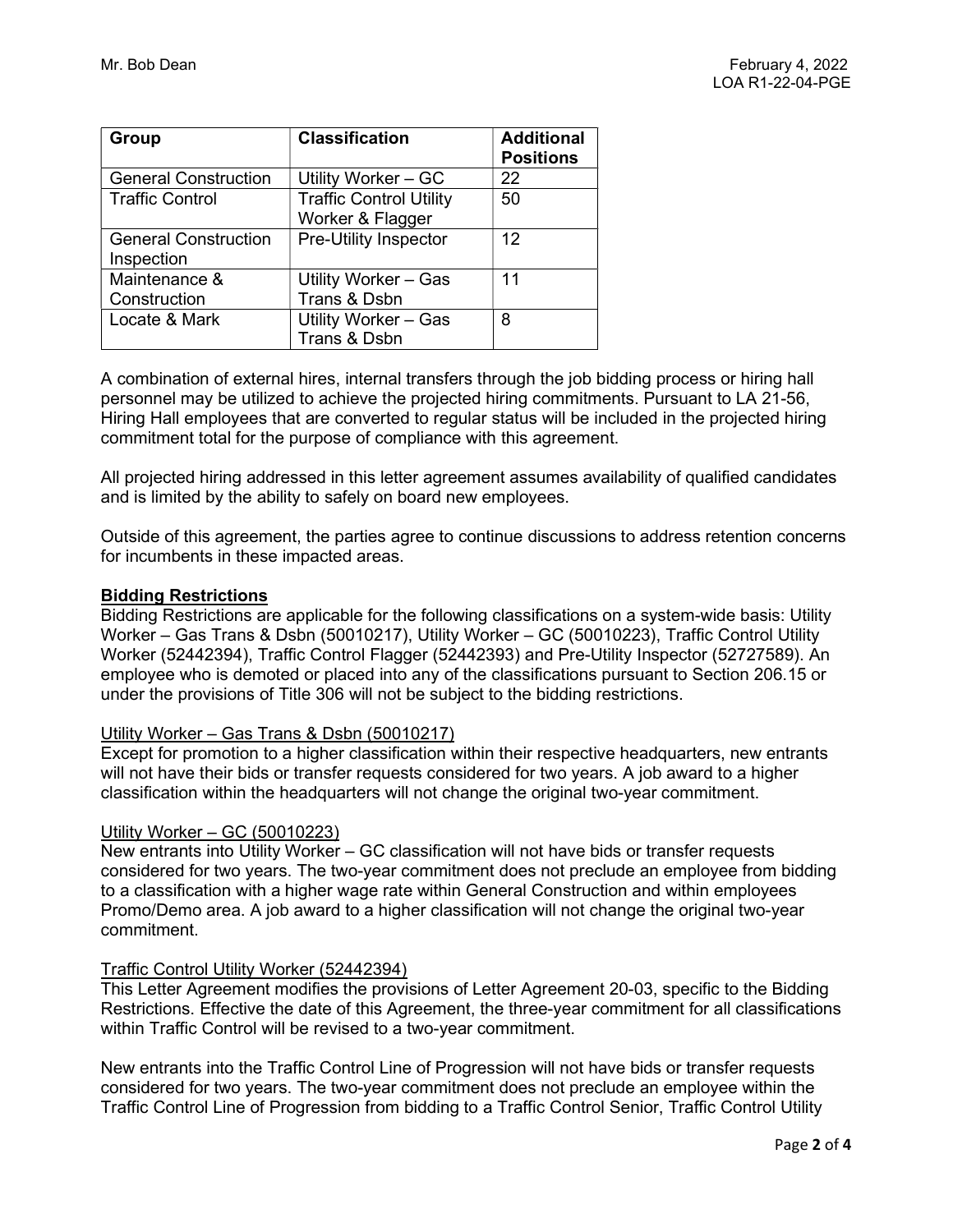| Group | Classification | Additional Positions |
|---|---|---|
| General Construction | Utility Worker – GC | 22 |
| Traffic Control | Traffic Control Utility Worker & Flagger | 50 |
| General Construction Inspection | Pre-Utility Inspector | 12 |
| Maintenance & Construction | Utility Worker – Gas Trans & Dsbn | 11 |
| Locate & Mark | Utility Worker – Gas Trans & Dsbn | 8 |

A combination of external hires, internal transfers through the job bidding process or hiring hall personnel may be utilized to achieve the projected hiring commitments. Pursuant to LA 21-56, Hiring Hall employees that are converted to regular status will be included in the projected hiring commitment total for the purpose of compliance with this agreement.

All projected hiring addressed in this letter agreement assumes availability of qualified candidates and is limited by the ability to safely on board new employees.

Outside of this agreement, the parties agree to continue discussions to address retention concerns for incumbents in these impacted areas.

**Bidding Restrictions**

Bidding Restrictions are applicable for the following classifications on a system-wide basis: Utility Worker – Gas Trans & Dsbn (50010217), Utility Worker – GC (50010223), Traffic Control Utility Worker (52442394), Traffic Control Flagger (52442393) and Pre-Utility Inspector (52727589). An employee who is demoted or placed into any of the classifications pursuant to Section 206.15 or under the provisions of Title 306 will not be subject to the bidding restrictions.

Utility Worker – Gas Trans & Dsbn (50010217)

Except for promotion to a higher classification within their respective headquarters, new entrants will not have their bids or transfer requests considered for two years. A job award to a higher classification within the headquarters will not change the original two-year commitment.

Utility Worker – GC (50010223)

New entrants into Utility Worker – GC classification will not have bids or transfer requests considered for two years. The two-year commitment does not preclude an employee from bidding to a classification with a higher wage rate within General Construction and within employees Promo/Demo area. A job award to a higher classification will not change the original two-year commitment.

Traffic Control Utility Worker (52442394)

This Letter Agreement modifies the provisions of Letter Agreement 20-03, specific to the Bidding Restrictions. Effective the date of this Agreement, the three-year commitment for all classifications within Traffic Control will be revised to a two-year commitment.

New entrants into the Traffic Control Line of Progression will not have bids or transfer requests considered for two years. The two-year commitment does not preclude an employee within the Traffic Control Line of Progression from bidding to a Traffic Control Senior, Traffic Control Utility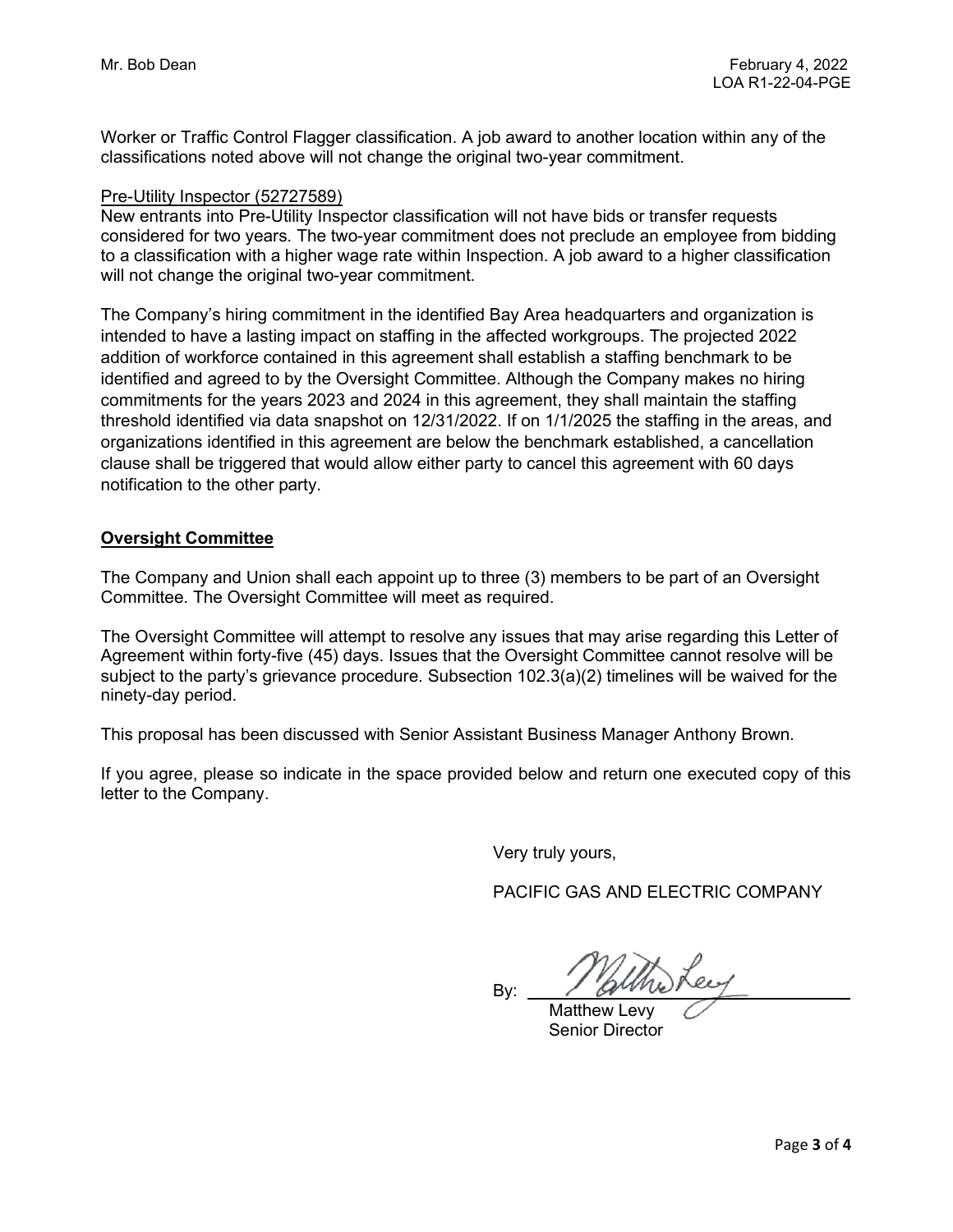Worker or Traffic Control Flagger classification. A job award to another location within any of the classifications noted above will not change the original two-year commitment.

Pre-Utility Inspector (52727589)

New entrants into Pre-Utility Inspector classification will not have bids or transfer requests considered for two years. The two-year commitment does not preclude an employee from bidding to a classification with a higher wage rate within Inspection. A job award to a higher classification will not change the original two-year commitment.

The Company's hiring commitment in the identified Bay Area headquarters and organization is intended to have a lasting impact on staffing in the affected workgroups. The projected 2022 addition of workforce contained in this agreement shall establish a staffing benchmark to be identified and agreed to by the Oversight Committee. Although the Company makes no hiring commitments for the years 2023 and 2024 in this agreement, they shall maintain the staffing threshold identified via data snapshot on 12/31/2022. If on 1/1/2025 the staffing in the areas, and organizations identified in this agreement are below the benchmark established, a cancellation clause shall be triggered that would allow either party to cancel this agreement with 60 days notification to the other party.

**Oversight Committee**

The Company and Union shall each appoint up to three (3) members to be part of an Oversight Committee. The Oversight Committee will meet as required.

The Oversight Committee will attempt to resolve any issues that may arise regarding this Letter of Agreement within forty-five (45) days. Issues that the Oversight Committee cannot resolve will be subject to the party's grievance procedure. Subsection 102.3(a)(2) timelines will be waived for the ninety-day period.

This proposal has been discussed with Senior Assistant Business Manager Anthony Brown.

If you agree, please so indicate in the space provided below and return one executed copy of this letter to the Company.

Very truly yours,

PACIFIC GAS AND ELECTRIC COMPANY

By: Matthew Levy

Matthew Levy
Senior Director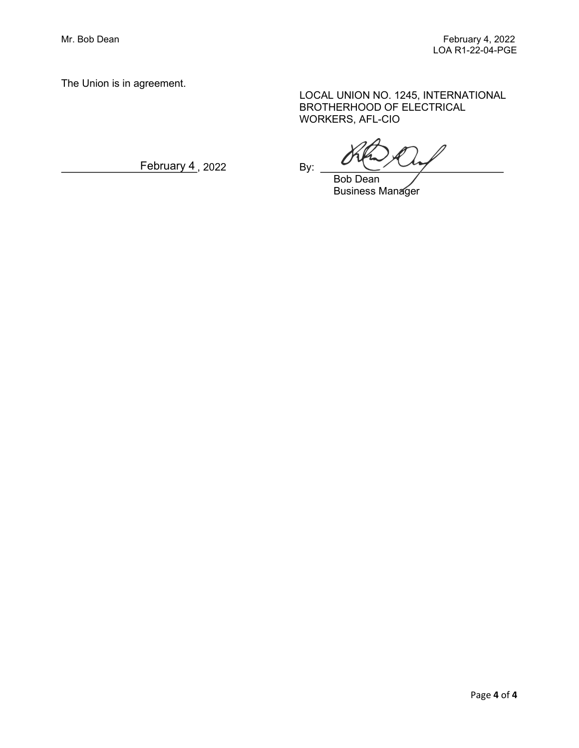The Union is in agreement.

LOCAL UNION NO. 1245, INTERNATIONAL BROTHERHOOD OF ELECTRICAL WORKERS, AFL-CIO

February 4, 2022

By: ______________________

Bob Dean
Business Manager